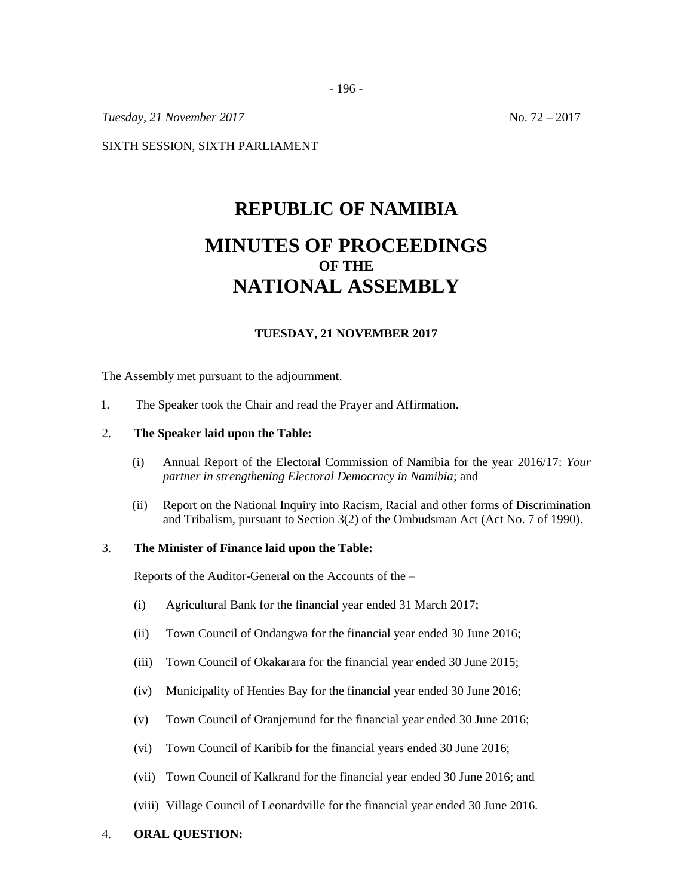*Tuesday, 21 November 2017* No. 72 – 2017

SIXTH SESSION, SIXTH PARLIAMENT

# REPUBLIC OF NAMIBIA

# MINUTES OF PROCEEDINGS
### OF THE
# NATIONAL ASSEMBLY

**TUESDAY, 21 NOVEMBER 2017**

The Assembly met pursuant to the adjournment.

1. The Speaker took the Chair and read the Prayer and Affirmation.

2. **The Speaker laid upon the Table:**

   (i) Annual Report of the Electoral Commission of Namibia for the year 2016/17: *Your partner in strengthening Electoral Democracy in Namibia*; and

   (ii) Report on the National Inquiry into Racism, Racial and other forms of Discrimination and Tribalism, pursuant to Section 3(2) of the Ombudsman Act (Act No. 7 of 1990).

3. **The Minister of Finance laid upon the Table:**

   Reports of the Auditor-General on the Accounts of the –

   (i) Agricultural Bank for the financial year ended 31 March 2017;

   (ii) Town Council of Ondangwa for the financial year ended 30 June 2016;

   (iii) Town Council of Okakarara for the financial year ended 30 June 2015;

   (iv) Municipality of Henties Bay for the financial year ended 30 June 2016;

   (v) Town Council of Oranjemund for the financial year ended 30 June 2016;

   (vi) Town Council of Karibib for the financial years ended 30 June 2016;

   (vii) Town Council of Kalkrand for the financial year ended 30 June 2016; and

   (viii) Village Council of Leonardville for the financial year ended 30 June 2016.

4. **ORAL QUESTION:**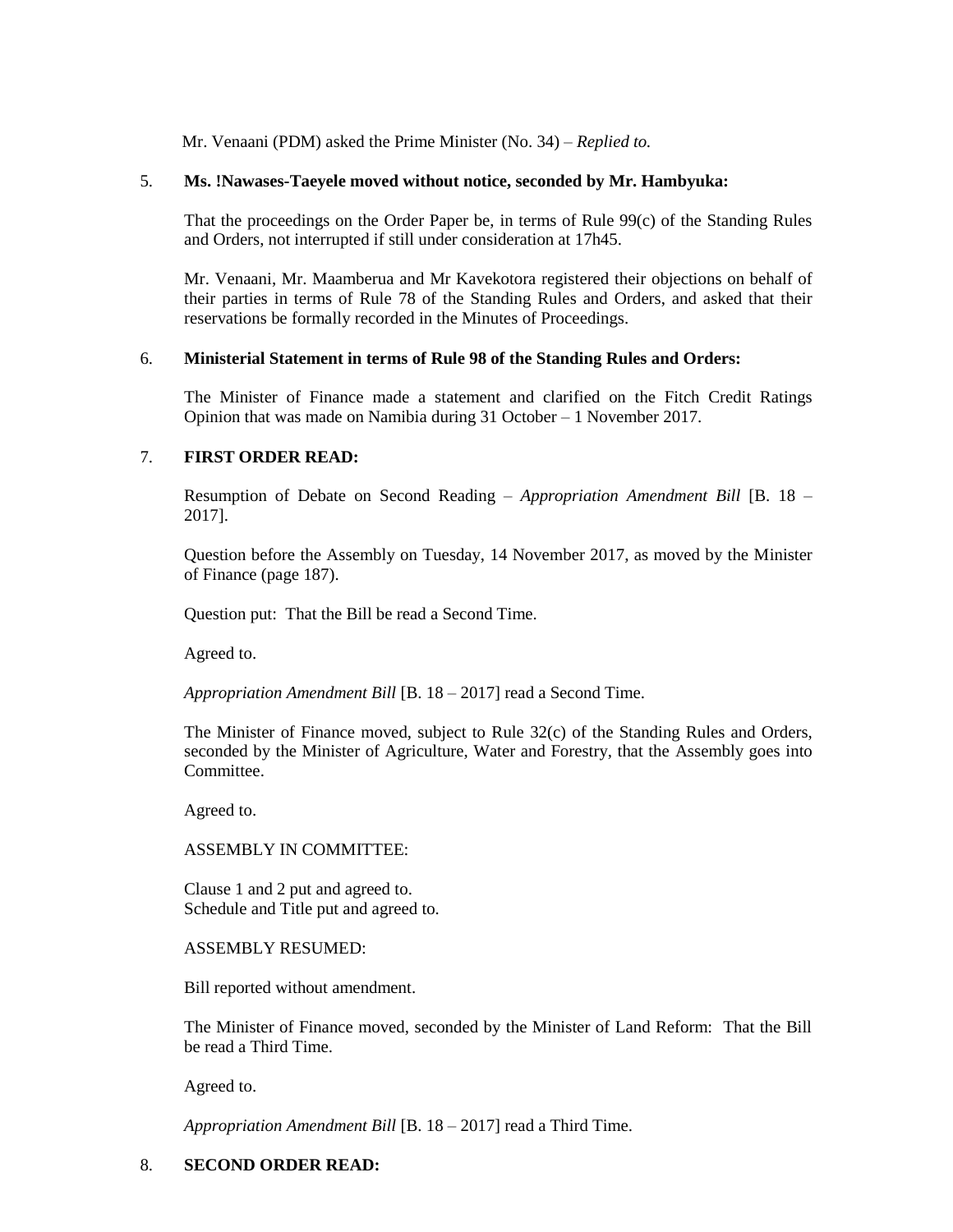Mr. Venaani (PDM) asked the Prime Minister (No. 34) – *Replied to.*

5. **Ms. !Nawases-Taeyele moved without notice, seconded by Mr. Hambyuka:**

   That the proceedings on the Order Paper be, in terms of Rule 99(c) of the Standing Rules and Orders, not interrupted if still under consideration at 17h45.

   Mr. Venaani, Mr. Maamberua and Mr Kavekotora registered their objections on behalf of their parties in terms of Rule 78 of the Standing Rules and Orders, and asked that their reservations be formally recorded in the Minutes of Proceedings.

6. **Ministerial Statement in terms of Rule 98 of the Standing Rules and Orders:**

   The Minister of Finance made a statement and clarified on the Fitch Credit Ratings Opinion that was made on Namibia during 31 October – 1 November 2017.

7. **FIRST ORDER READ:**

   Resumption of Debate on Second Reading – *Appropriation Amendment Bill* [B. 18 – 2017].

   Question before the Assembly on Tuesday, 14 November 2017, as moved by the Minister of Finance (page 187).

   Question put: That the Bill be read a Second Time.

   Agreed to.

   *Appropriation Amendment Bill* [B. 18 – 2017] read a Second Time.

   The Minister of Finance moved, subject to Rule 32(c) of the Standing Rules and Orders, seconded by the Minister of Agriculture, Water and Forestry, that the Assembly goes into Committee.

   Agreed to.

   ASSEMBLY IN COMMITTEE:

   Clause 1 and 2 put and agreed to.
   Schedule and Title put and agreed to.

   ASSEMBLY RESUMED:

   Bill reported without amendment.

   The Minister of Finance moved, seconded by the Minister of Land Reform: That the Bill be read a Third Time.

   Agreed to.

   *Appropriation Amendment Bill* [B. 18 – 2017] read a Third Time.

8. **SECOND ORDER READ:**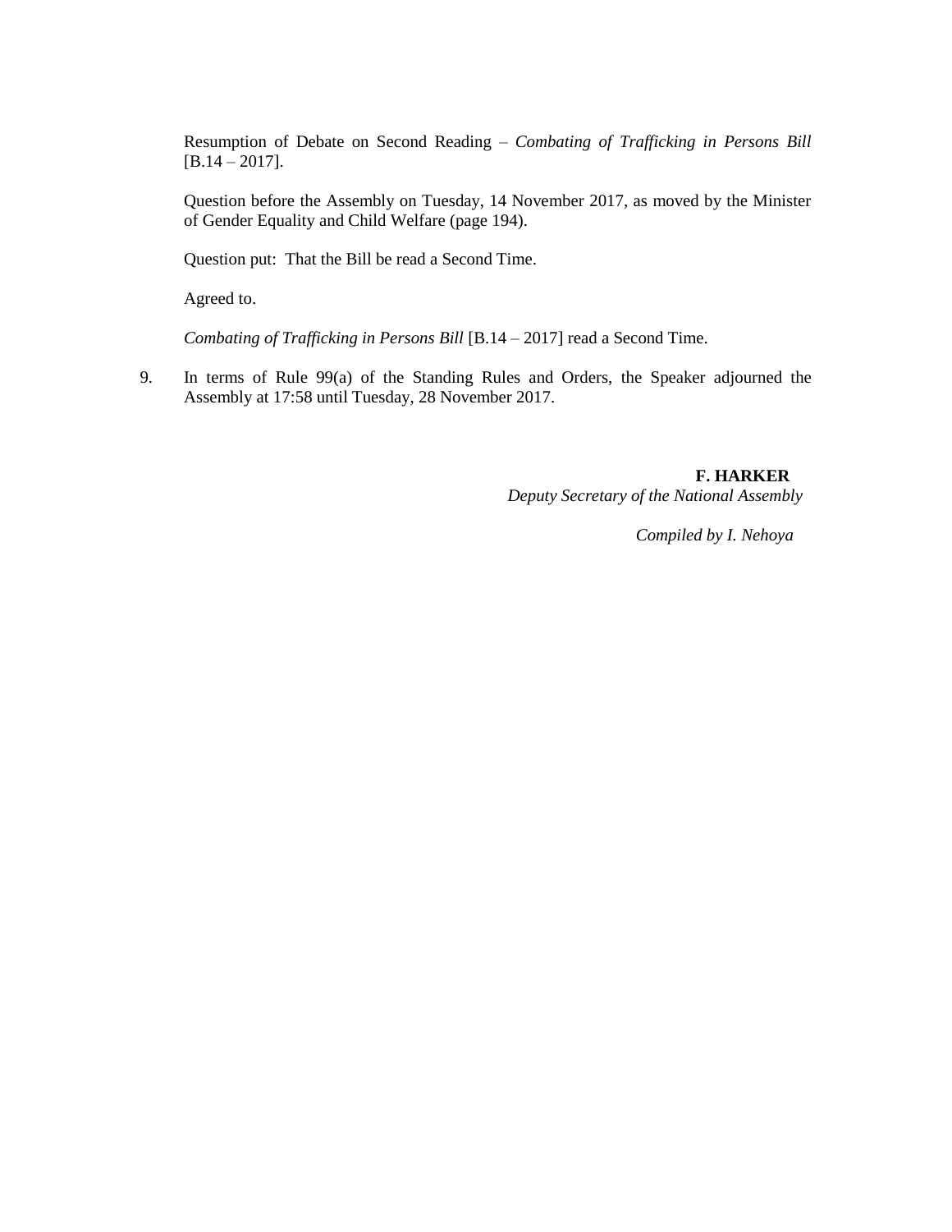Resumption of Debate on Second Reading – *Combating of Trafficking in Persons Bill* [B.14 – 2017].

Question before the Assembly on Tuesday, 14 November 2017, as moved by the Minister of Gender Equality and Child Welfare (page 194).

Question put: That the Bill be read a Second Time.

Agreed to.

*Combating of Trafficking in Persons Bill* [B.14 – 2017] read a Second Time.

9. In terms of Rule 99(a) of the Standing Rules and Orders, the Speaker adjourned the Assembly at 17:58 until Tuesday, 28 November 2017.

**F. HARKER**
*Deputy Secretary of the National Assembly*

*Compiled by I. Nehoya*